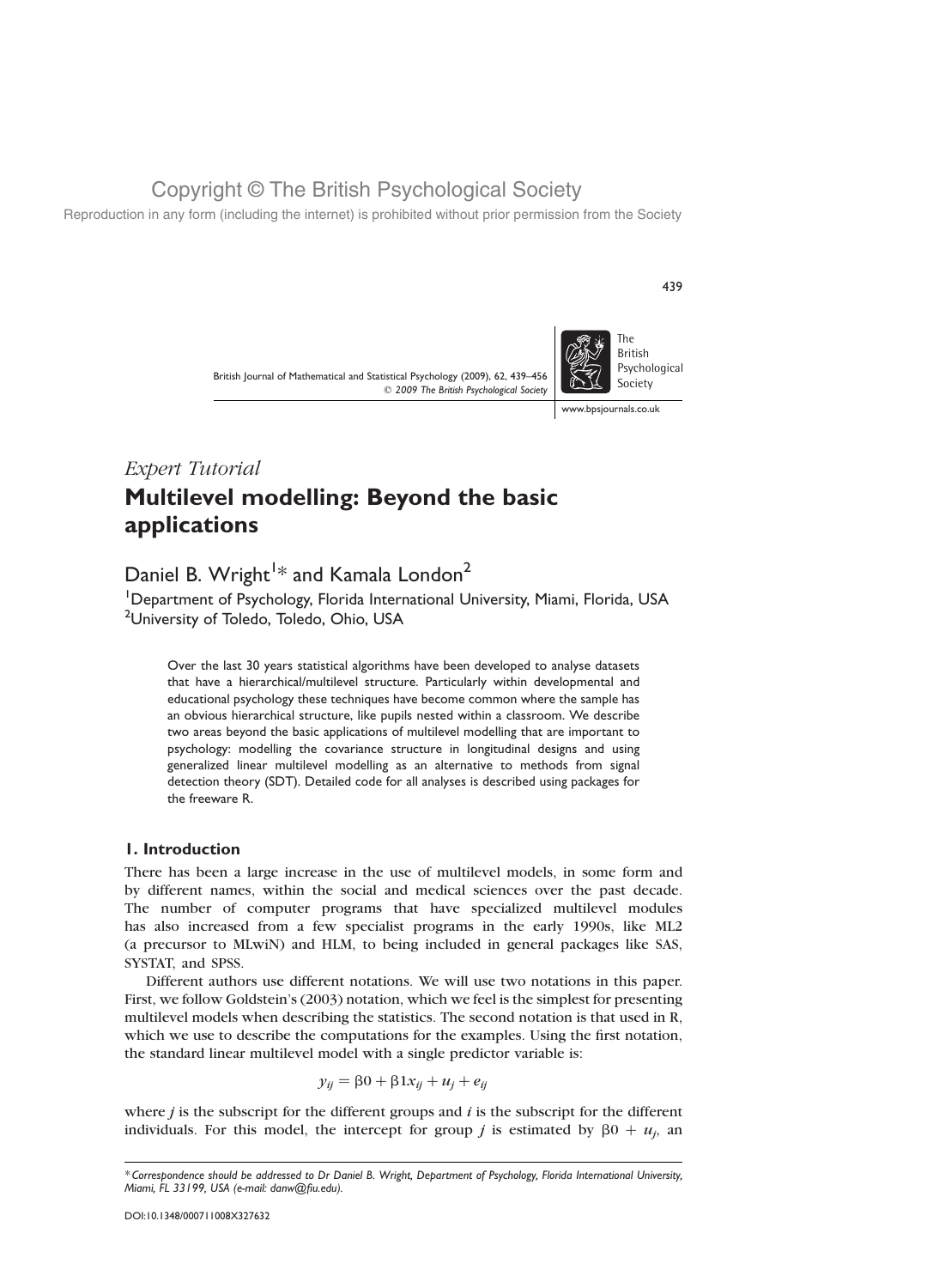Copyright © The British Psychological Society

Reproduction in any form (including the internet) is prohibited without prior permission from the Society

*Expert Tutorial*

# Multilevel modelling: Beyond the basic applications

Daniel B. Wright[1]* and Kamala London[2]

[1]Department of Psychology, Florida International University, Miami, Florida, USA
[2]University of Toledo, Toledo, Ohio, USA

> Over the last 30 years statistical algorithms have been developed to analyse datasets that have a hierarchical/multilevel structure. Particularly within developmental and educational psychology these techniques have become common where the sample has an obvious hierarchical structure, like pupils nested within a classroom. We describe two areas beyond the basic applications of multilevel modelling that are important to psychology: modelling the covariance structure in longitudinal designs and using generalized linear multilevel modelling as an alternative to methods from signal detection theory (SDT). Detailed code for all analyses is described using packages for the freeware R.

## 1. Introduction

There has been a large increase in the use of multilevel models, in some form and by different names, within the social and medical sciences over the past decade. The number of computer programs that have specialized multilevel modules has also increased from a few specialist programs in the early 1990s, like ML2 (a precursor to MLwiN) and HLM, to being included in general packages like SAS, SYSTAT, and SPSS.

Different authors use different notations. We will use two notations in this paper. First, we follow Goldstein's (2003) notation, which we feel is the simplest for presenting multilevel models when describing the statistics. The second notation is that used in R, which we use to describe the computations for the examples. Using the first notation, the standard linear multilevel model with a single predictor variable is:

$$y_{ij} = \beta 0 + \beta 1 x_{ij} + u_j + e_{ij}$$

where $j$ is the subscript for the different groups and $i$ is the subscript for the different individuals. For this model, the intercept for group $j$ is estimated by $\beta 0 + u_j$, an

*Correspondence should be addressed to Dr Daniel B. Wright, Department of Psychology, Florida International University, Miami, FL 33199, USA (e-mail: danw@fiu.edu).

DOI:10.1348/000711008X327632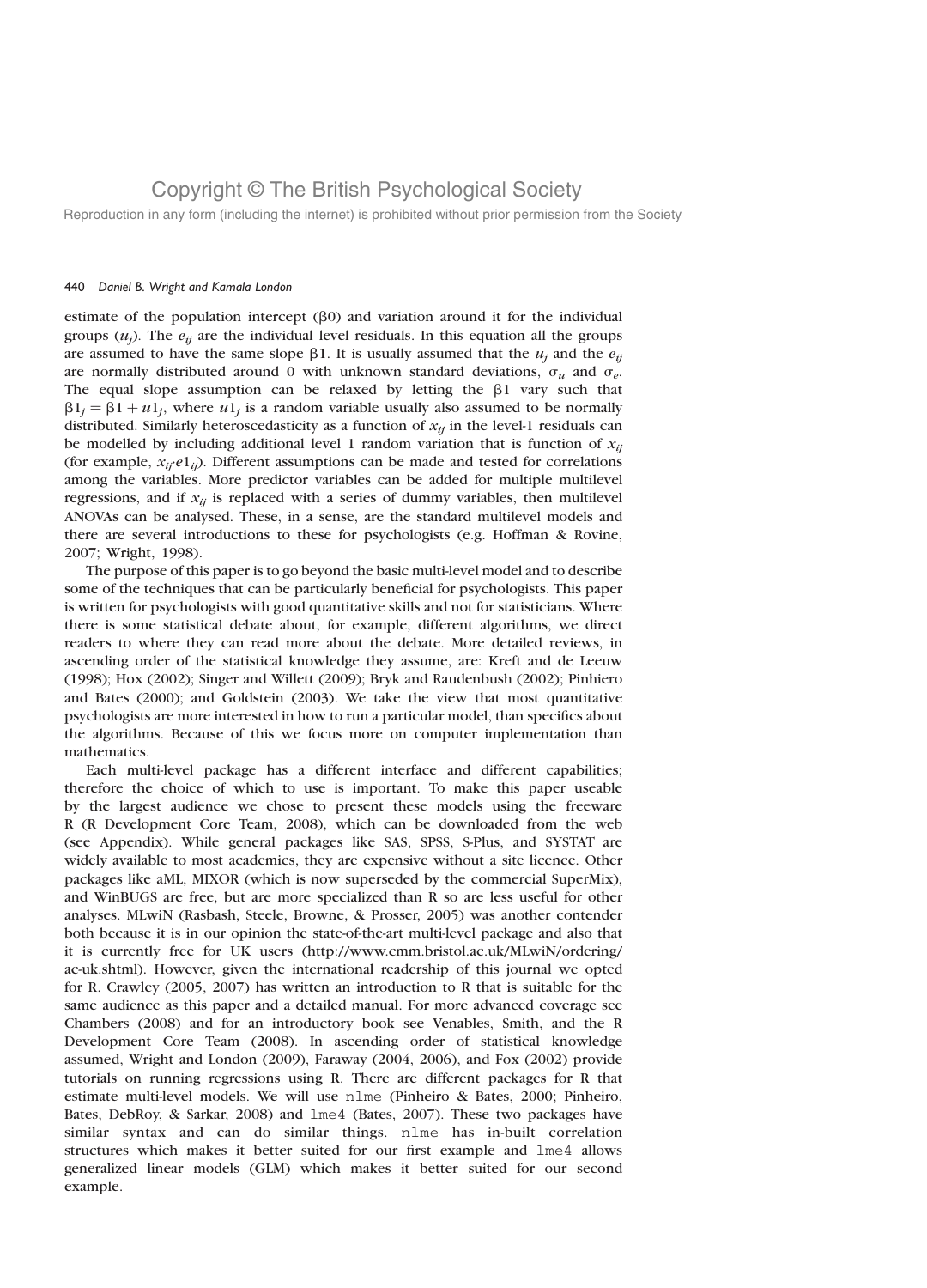estimate of the population intercept ($\beta 0$) and variation around it for the individual groups ($u_j$). The $e_{ij}$ are the individual level residuals. In this equation all the groups are assumed to have the same slope $\beta 1$. It is usually assumed that the $u_j$ and the $e_{ij}$ are normally distributed around 0 with unknown standard deviations, $\sigma_u$ and $\sigma_e$. The equal slope assumption can be relaxed by letting the $\beta 1$ vary such that $\beta 1_j = \beta 1 + u1_j$, where $u1_j$ is a random variable usually also assumed to be normally distributed. Similarly heteroscedasticity as a function of $x_{ij}$ in the level-1 residuals can be modelled by including additional level 1 random variation that is function of $x_{ij}$ (for example, $x_{ij} \cdot e1_{ij}$). Different assumptions can be made and tested for correlations among the variables. More predictor variables can be added for multiple multilevel regressions, and if $x_{ij}$ is replaced with a series of dummy variables, then multilevel ANOVAs can be analysed. These, in a sense, are the standard multilevel models and there are several introductions to these for psychologists (e.g. Hoffman & Rovine, 2007; Wright, 1998).

The purpose of this paper is to go beyond the basic multi-level model and to describe some of the techniques that can be particularly beneficial for psychologists. This paper is written for psychologists with good quantitative skills and not for statisticians. Where there is some statistical debate about, for example, different algorithms, we direct readers to where they can read more about the debate. More detailed reviews, in ascending order of the statistical knowledge they assume, are: Kreft and de Leeuw (1998); Hox (2002); Singer and Willett (2009); Bryk and Raudenbush (2002); Pinhiero and Bates (2000); and Goldstein (2003). We take the view that most quantitative psychologists are more interested in how to run a particular model, than specifics about the algorithms. Because of this we focus more on computer implementation than mathematics.

Each multi-level package has a different interface and different capabilities; therefore the choice of which to use is important. To make this paper useable by the largest audience we chose to present these models using the freeware R (R Development Core Team, 2008), which can be downloaded from the web (see Appendix). While general packages like SAS, SPSS, S-Plus, and SYSTAT are widely available to most academics, they are expensive without a site licence. Other packages like aML, MIXOR (which is now superseded by the commercial SuperMix), and WinBUGS are free, but are more specialized than R so are less useful for other analyses. MLwiN (Rasbash, Steele, Browne, & Prosser, 2005) was another contender both because it is in our opinion the state-of-the-art multi-level package and also that it is currently free for UK users (http://www.cmm.bristol.ac.uk/MLwiN/ordering/ac-uk.shtml). However, given the international readership of this journal we opted for R. Crawley (2005, 2007) has written an introduction to R that is suitable for the same audience as this paper and a detailed manual. For more advanced coverage see Chambers (2008) and for an introductory book see Venables, Smith, and the R Development Core Team (2008). In ascending order of statistical knowledge assumed, Wright and London (2009), Faraway (2004, 2006), and Fox (2002) provide tutorials on running regressions using R. There are different packages for R that estimate multi-level models. We will use `nlme` (Pinheiro & Bates, 2000; Pinheiro, Bates, DebRoy, & Sarkar, 2008) and `lme4` (Bates, 2007). These two packages have similar syntax and can do similar things. `nlme` has in-built correlation structures which makes it better suited for our first example and `lme4` allows generalized linear models (GLM) which makes it better suited for our second example.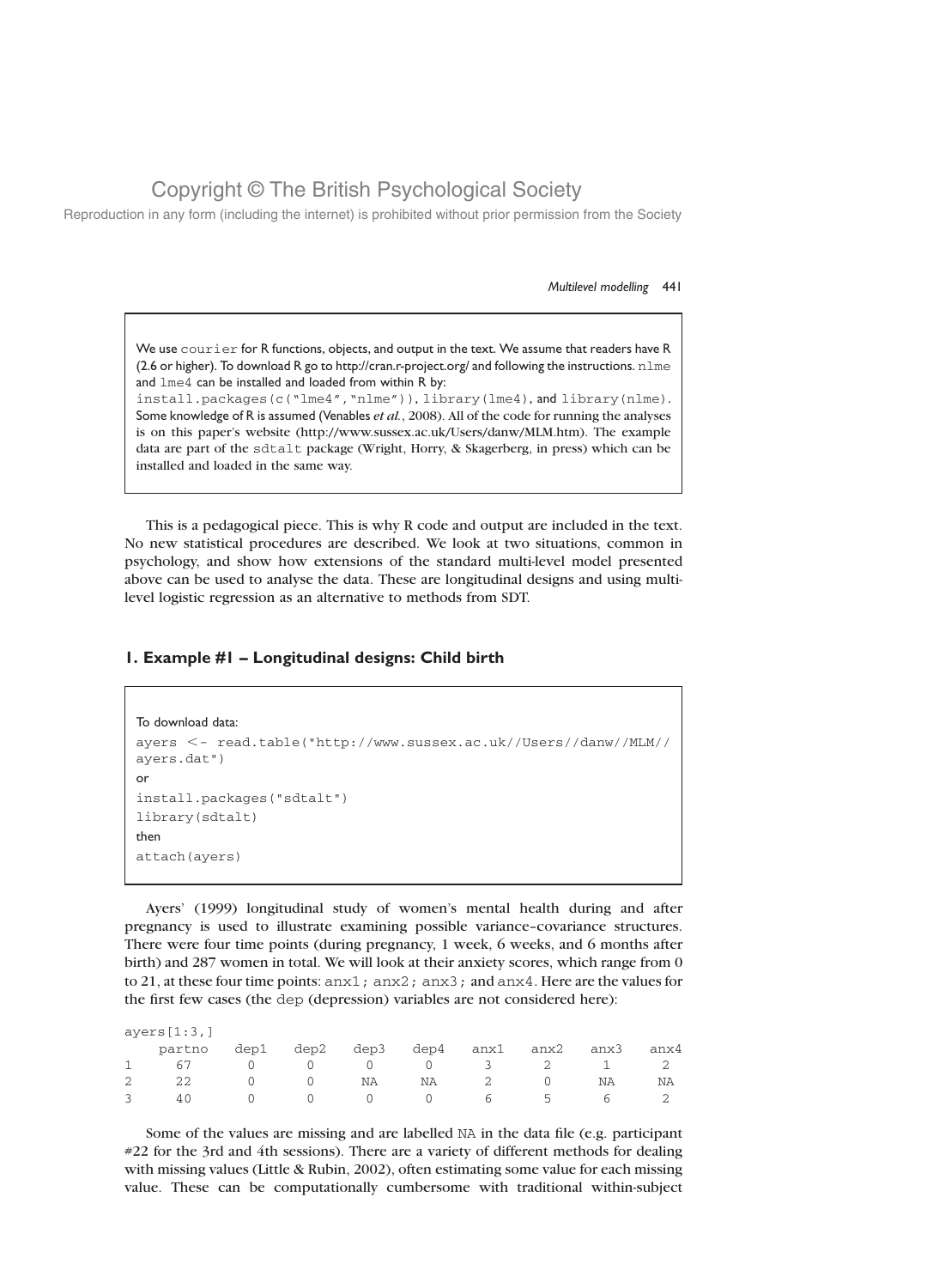Copyright © The British Psychological Society

Reproduction in any form (including the internet) is prohibited without prior permission from the Society

> We use `courier` for R functions, objects, and output in the text. We assume that readers have R (2.6 or higher). To download R go to http://cran.r-project.org/ and following the instructions. `nlme` and `lme4` can be installed and loaded from within R by: `install.packages(c("lme4","nlme"))`, `library(lme4)`, and `library(nlme)`. Some knowledge of R is assumed (Venables *et al.*, 2008). All of the code for running the analyses is on this paper's website (http://www.sussex.ac.uk/Users/danw/MLM.htm). The example data are part of the `sdtalt` package (Wright, Horry, & Skagerberg, in press) which can be installed and loaded in the same way.

This is a pedagogical piece. This is why R code and output are included in the text. No new statistical procedures are described. We look at two situations, common in psychology, and show how extensions of the standard multi-level model presented above can be used to analyse the data. These are longitudinal designs and using multi-level logistic regression as an alternative to methods from SDT.

## 1. Example #1 – Longitudinal designs: Child birth

To download data:

```
ayers <- read.table("http://www.sussex.ac.uk//Users//danw//MLM//
ayers.dat")
```

or

```
install.packages("sdtalt")
library(sdtalt)
```

then

```
attach(ayers)
```

Ayers' (1999) longitudinal study of women's mental health during and after pregnancy is used to illustrate examining possible variance–covariance structures. There were four time points (during pregnancy, 1 week, 6 weeks, and 6 months after birth) and 287 women in total. We will look at their anxiety scores, which range from 0 to 21, at these four time points: `anx1`; `anx2`; `anx3`; and `anx4`. Here are the values for the first few cases (the `dep` (depression) variables are not considered here):

```
ayers[1:3,]
    partno   dep1   dep2   dep3   dep4   anx1   anx2   anx3   anx4
1     67      0      0      0      0      3      2      1      2
2     22      0      0     NA     NA      2      0     NA     NA
3     40      0      0      0      0      6      5      6      2
```

Some of the values are missing and are labelled `NA` in the data file (e.g. participant #22 for the 3rd and 4th sessions). There are a variety of different methods for dealing with missing values (Little & Rubin, 2002), often estimating some value for each missing value. These can be computationally cumbersome with traditional within-subject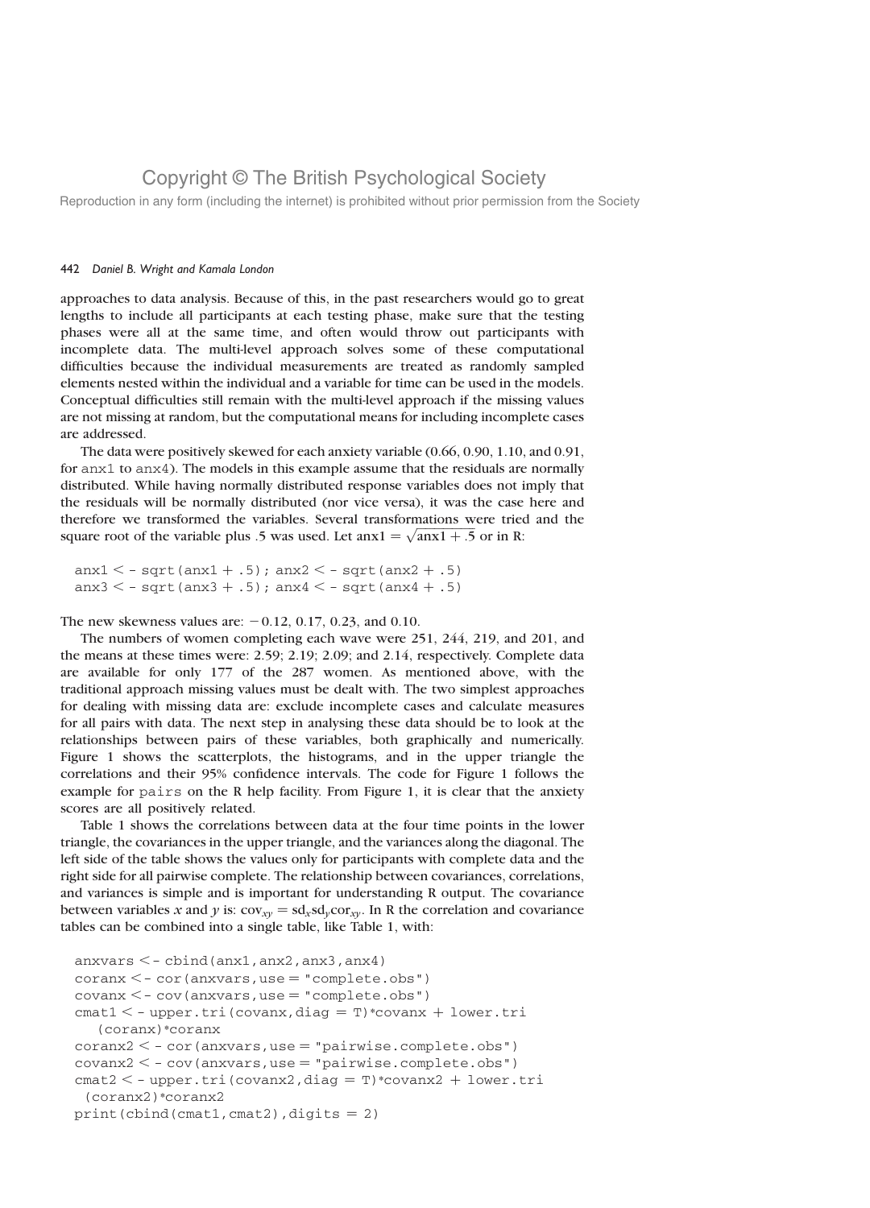approaches to data analysis. Because of this, in the past researchers would go to great lengths to include all participants at each testing phase, make sure that the testing phases were all at the same time, and often would throw out participants with incomplete data. The multi-level approach solves some of these computational difficulties because the individual measurements are treated as randomly sampled elements nested within the individual and a variable for time can be used in the models. Conceptual difficulties still remain with the multi-level approach if the missing values are not missing at random, but the computational means for including incomplete cases are addressed.

The data were positively skewed for each anxiety variable (0.66, 0.90, 1.10, and 0.91, for anx1 to anx4). The models in this example assume that the residuals are normally distributed. While having normally distributed response variables does not imply that the residuals will be normally distributed (nor vice versa), it was the case here and therefore we transformed the variables. Several transformations were tried and the square root of the variable plus .5 was used. Let $\text{anx1} = \sqrt{\text{anx1} + .5}$ or in R:

```
anx1 <- sqrt(anx1 + .5); anx2 <- sqrt(anx2 + .5)
anx3 <- sqrt(anx3 + .5); anx4 <- sqrt(anx4 + .5)
```

The new skewness values are: −0.12, 0.17, 0.23, and 0.10.

The numbers of women completing each wave were 251, 244, 219, and 201, and the means at these times were: 2.59; 2.19; 2.09; and 2.14, respectively. Complete data are available for only 177 of the 287 women. As mentioned above, with the traditional approach missing values must be dealt with. The two simplest approaches for dealing with missing data are: exclude incomplete cases and calculate measures for all pairs with data. The next step in analysing these data should be to look at the relationships between pairs of these variables, both graphically and numerically. Figure 1 shows the scatterplots, the histograms, and in the upper triangle the correlations and their 95% confidence intervals. The code for Figure 1 follows the example for pairs on the R help facility. From Figure 1, it is clear that the anxiety scores are all positively related.

Table 1 shows the correlations between data at the four time points in the lower triangle, the covariances in the upper triangle, and the variances along the diagonal. The left side of the table shows the values only for participants with complete data and the right side for all pairwise complete. The relationship between covariances, correlations, and variances is simple and is important for understanding R output. The covariance between variables $x$ and $y$ is: $\text{cov}_{xy} = \text{sd}_x \text{sd}_y \text{cor}_{xy}$. In R the correlation and covariance tables can be combined into a single table, like Table 1, with:

```
anxvars <- cbind(anx1,anx2,anx3,anx4)
coranx <- cor(anxvars,use = "complete.obs")
covanx <- cov(anxvars,use = "complete.obs")
cmat1 <- upper.tri(covanx,diag = T)*covanx + lower.tri
   (coranx)*coranx
coranx2 <- cor(anxvars,use = "pairwise.complete.obs")
covanx2 <- cov(anxvars,use = "pairwise.complete.obs")
cmat2 <- upper.tri(covanx2,diag = T)*covanx2 + lower.tri
  (coranx2)*coranx2
print(cbind(cmat1,cmat2),digits = 2)
```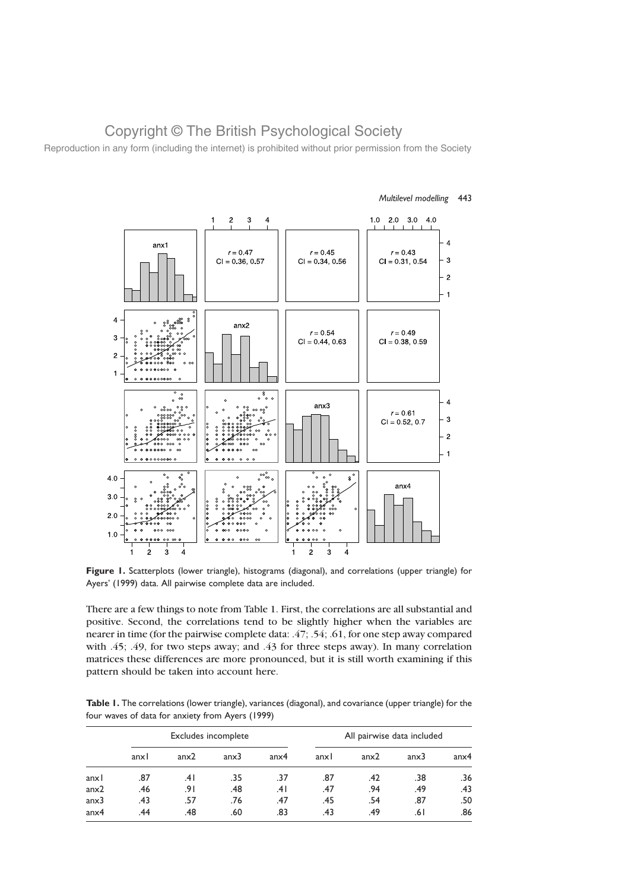Copyright © The British Psychological Society

Reproduction in any form (including the internet) is prohibited without prior permission from the Society

**Figure 1.** Scatterplots (lower triangle), histograms (diagonal), and correlations (upper triangle) for Ayers' (1999) data. All pairwise complete data are included.

There are a few things to note from Table 1. First, the correlations are all substantial and positive. Second, the correlations tend to be slightly higher when the variables are nearer in time (for the pairwise complete data: .47; .54; .61, for one step away compared with .45; .49, for two steps away; and .43 for three steps away). In many correlation matrices these differences are more pronounced, but it is still worth examining if this pattern should be taken into account here.

**Table 1.** The correlations (lower triangle), variances (diagonal), and covariance (upper triangle) for the four waves of data for anxiety from Ayers (1999)

| | Excludes incomplete | | | | All pairwise data included | | | |
|---|---|---|---|---|---|---|---|---|
| | anx1 | anx2 | anx3 | anx4 | anx1 | anx2 | anx3 | anx4 |
| anx1 | .87 | .41 | .35 | .37 | .87 | .42 | .38 | .36 |
| anx2 | .46 | .91 | .48 | .41 | .47 | .94 | .49 | .43 |
| anx3 | .43 | .57 | .76 | .47 | .45 | .54 | .87 | .50 |
| anx4 | .44 | .48 | .60 | .83 | .43 | .49 | .61 | .86 |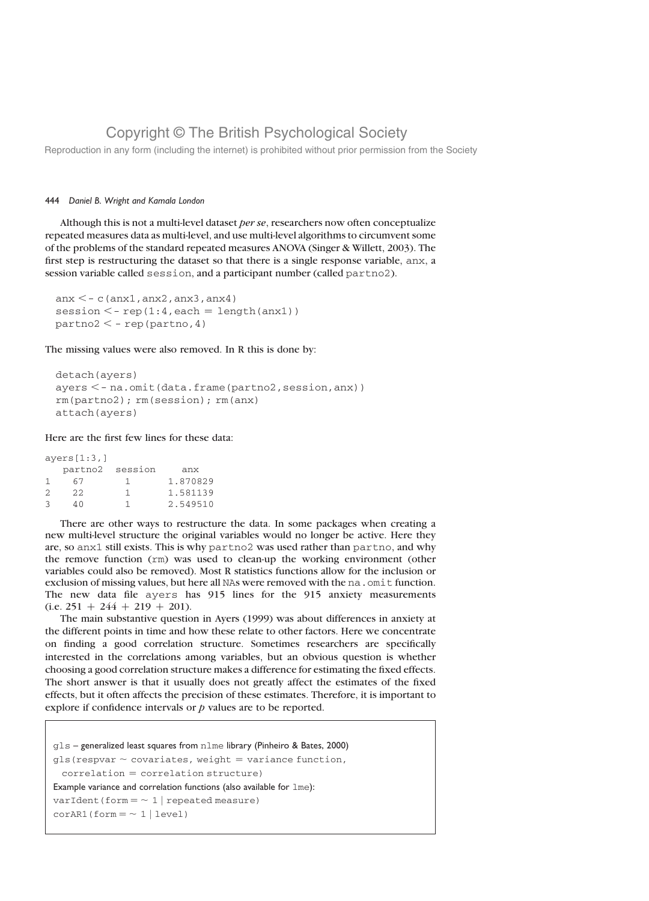Although this is not a multi-level dataset *per se*, researchers now often conceptualize repeated measures data as multi-level, and use multi-level algorithms to circumvent some of the problems of the standard repeated measures ANOVA (Singer & Willett, 2003). The first step is restructuring the dataset so that there is a single response variable, `anx`, a session variable called `session`, and a participant number (called `partno2`).

```
anx <- c(anx1,anx2,anx3,anx4)
session <- rep(1:4,each = length(anx1))
partno2 <- rep(partno,4)
```

The missing values were also removed. In R this is done by:

```
detach(ayers)
ayers <- na.omit(data.frame(partno2,session,anx))
rm(partno2); rm(session); rm(anx)
attach(ayers)
```

Here are the first few lines for these data:

```
ayers[1:3,]
   partno2  session     anx
1    67        1      1.870829
2    22        1      1.581139
3    40        1      2.549510
```

There are other ways to restructure the data. In some packages when creating a new multi-level structure the original variables would no longer be active. Here they are, so `anx1` still exists. This is why `partno2` was used rather than `partno`, and why the remove function (`rm`) was used to clean-up the working environment (other variables could also be removed). Most R statistics functions allow for the inclusion or exclusion of missing values, but here all `NA`s were removed with the `na.omit` function. The new data file `ayers` has 915 lines for the 915 anxiety measurements (i.e. 251 + 244 + 219 + 201).

The main substantive question in Ayers (1999) was about differences in anxiety at the different points in time and how these relate to other factors. Here we concentrate on finding a good correlation structure. Sometimes researchers are specifically interested in the correlations among variables, but an obvious question is whether choosing a good correlation structure makes a difference for estimating the fixed effects. The short answer is that it usually does not greatly affect the estimates of the fixed effects, but it often affects the precision of these estimates. Therefore, it is important to explore if confidence intervals or *p* values are to be reported.

> `gls` – generalized least squares from `nlme` library (Pinheiro & Bates, 2000)
> `gls(respvar ~ covariates, weight = variance function,`
> `correlation = correlation structure)`
> Example variance and correlation functions (also available for `lme`):
> `varIdent(form = ~ 1 | repeated measure)`
> `corAR1(form = ~ 1 | level)`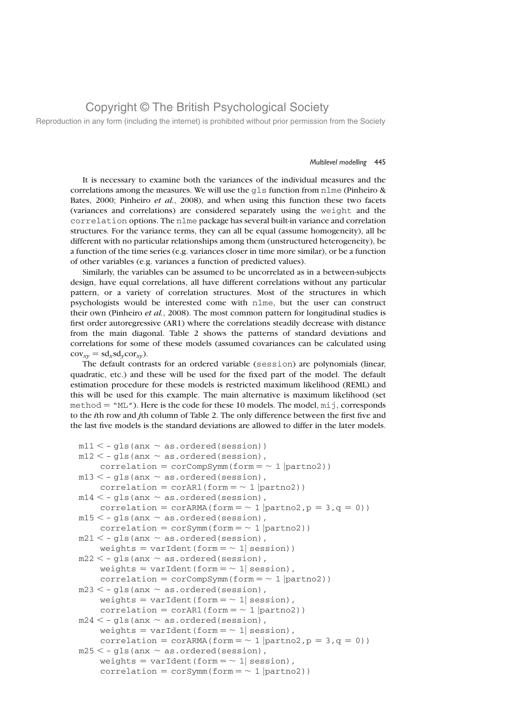It is necessary to examine both the variances of the individual measures and the correlations among the measures. We will use the gls function from nlme (Pinheiro & Bates, 2000; Pinheiro *et al.*, 2008), and when using this function these two facets (variances and correlations) are considered separately using the weight and the correlation options. The nlme package has several built-in variance and correlation structures. For the variance terms, they can all be equal (assume homogeneity), all be different with no particular relationships among them (unstructured heterogeneity), be a function of the time series (e.g. variances closer in time more similar), or be a function of other variables (e.g. variances a function of predicted values).

Similarly, the variables can be assumed to be uncorrelated as in a between-subjects design, have equal correlations, all have different correlations without any particular pattern, or a variety of correlation structures. Most of the structures in which psychologists would be interested come with nlme, but the user can construct their own (Pinheiro *et al.*, 2008). The most common pattern for longitudinal studies is first order autoregressive (AR1) where the correlations steadily decrease with distance from the main diagonal. Table 2 shows the patterns of standard deviations and correlations for some of these models (assumed covariances can be calculated using $\text{cov}_{xy} = \text{sd}_x \text{sd}_y \text{cor}_{xy}$).

The default contrasts for an ordered variable (session) are polynomials (linear, quadratic, etc.) and these will be used for the fixed part of the model. The default estimation procedure for these models is restricted maximum likelihood (REML) and this will be used for this example. The main alternative is maximum likelihood (set method = "ML"). Here is the code for these 10 models. The model, mij, corresponds to the *i*th row and *j*th column of Table 2. The only difference between the first five and the last five models is the standard deviations are allowed to differ in the later models.

```
m11 <- gls(anx ~ as.ordered(session))
m12 <- gls(anx ~ as.ordered(session),
     correlation = corCompSymm(form = ~ 1 |partno2))
m13 <- gls(anx ~ as.ordered(session),
     correlation = corAR1(form = ~ 1 |partno2))
m14 <- gls(anx ~ as.ordered(session),
     correlation = corARMA(form = ~ 1 |partno2,p = 3,q = 0))
m15 <- gls(anx ~ as.ordered(session),
     correlation = corSymm(form = ~ 1 |partno2))
m21 <- gls(anx ~ as.ordered(session),
     weights = varIdent(form = ~ 1| session))
m22 <- gls(anx ~ as.ordered(session),
     weights = varIdent(form = ~ 1| session),
     correlation = corCompSymm(form = ~ 1 |partno2))
m23 <- gls(anx ~ as.ordered(session),
     weights = varIdent(form = ~ 1| session),
     correlation = corAR1(form = ~ 1 |partno2))
m24 <- gls(anx ~ as.ordered(session),
     weights = varIdent(form = ~ 1| session),
     correlation = corARMA(form = ~ 1 |partno2,p = 3,q = 0))
m25 <- gls(anx ~ as.ordered(session),
     weights = varIdent(form = ~ 1| session),
     correlation = corSymm(form = ~ 1 |partno2))
```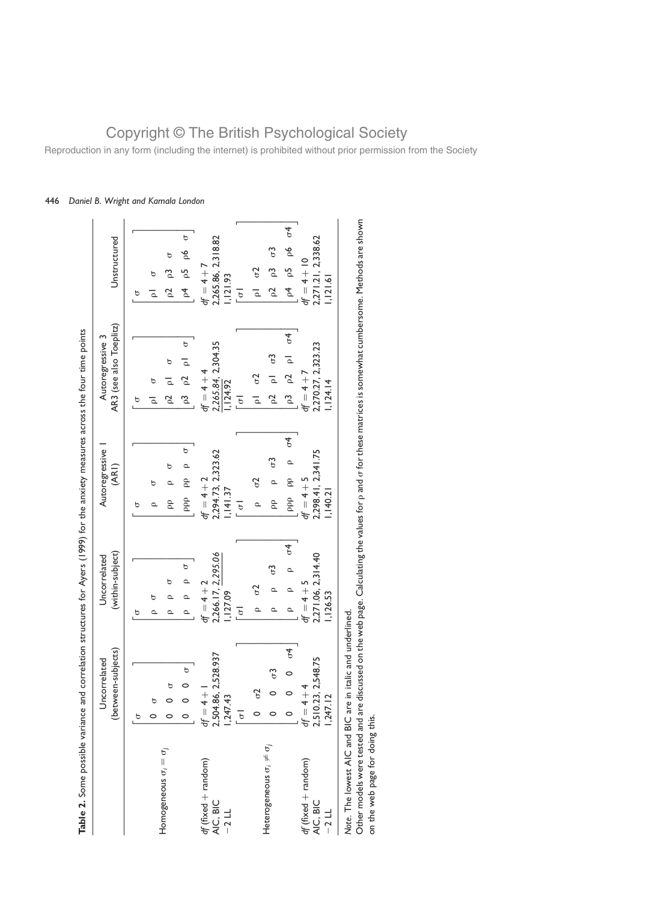**Table 2.** Some possible variance and correlation structures for Ayers (1999) for the anxiety measures across the four time points

| | Uncorrelated (between-subjects) | Uncorrelated (within-subject) | Autoregressive 1 (AR1) | Autoregressive 3 AR3 (see also Toeplitz) | Unstructured |
|---|---|---|---|---|---|
| Homogeneous $\sigma_i = \sigma_j$ | $\begin{bmatrix} \sigma & & & \\ 0 & \sigma & & \\ 0 & 0 & \sigma & \\ 0 & 0 & 0 & \sigma \end{bmatrix}$ | $\begin{bmatrix} \sigma & & & \\ \rho & \sigma & & \\ \rho & \rho & \sigma & \\ \rho & \rho & \rho & \sigma \end{bmatrix}$ | $\begin{bmatrix} \sigma & & & \\ \rho & \sigma & & \\ \rho\rho & \rho & \sigma & \\ \rho\rho\rho & \rho\rho & \rho & \sigma \end{bmatrix}$ | $\begin{bmatrix} \sigma & & & \\ \rho1 & \sigma & & \\ \rho2 & \rho1 & \sigma & \\ \rho3 & \rho2 & \rho1 & \sigma \end{bmatrix}$ | $\begin{bmatrix} \sigma & & & \\ \rho1 & \sigma & & \\ \rho2 & \rho3 & \sigma & \\ \rho4 & \rho5 & \rho6 & \sigma \end{bmatrix}$ |
| *df* (fixed + random) | *df* = 4 + 1 | *df* = 4 + 2 | *df* = 4 + 2 | *df* = 4 + 4 | *df* = 4 + 7 |
| AIC, BIC | 2,504.86, 2,528.937 | 2,266.17, <u>*2,295.06*</u> | 2,294.73, 2,323.62 | <u>*2,265.84*</u>, 2,304.35 | 2,265.86, 2,318.82 |
| −2 LL | 1,247.43 | 1,127.09 | 1,141.37 | <u>1,124.92</u> | 1,121.93 |
| Heterogeneous $\sigma_i \neq \sigma_j$ | $\begin{bmatrix} \sigma1 & & & \\ 0 & \sigma2 & & \\ 0 & 0 & \sigma3 & \\ 0 & 0 & 0 & \sigma4 \end{bmatrix}$ | $\begin{bmatrix} \sigma1 & & & \\ \rho & \sigma2 & & \\ \rho & \rho & \sigma3 & \\ \rho & \rho & \rho & \sigma4 \end{bmatrix}$ | $\begin{bmatrix} \sigma1 & & & \\ \rho & \sigma2 & & \\ \rho\rho & \rho & \sigma3 & \\ \rho\rho\rho & \rho\rho & \rho & \sigma4 \end{bmatrix}$ | $\begin{bmatrix} \sigma1 & & & \\ \rho1 & \sigma2 & & \\ \rho2 & \rho1 & \sigma3 & \\ \rho3 & \rho2 & \rho1 & \sigma4 \end{bmatrix}$ | $\begin{bmatrix} \sigma1 & & & \\ \rho1 & \sigma2 & & \\ \rho2 & \rho3 & \sigma3 & \\ \rho4 & \rho5 & \rho6 & \sigma4 \end{bmatrix}$ |
| *df* (fixed + random) | *df* = 4 + 4 | *df* = 4 + 5 | *df* = 4 + 5 | *df* = 4 + 7 | *df* = 4 + 10 |
| AIC, BIC | 2,510.23, 2,548.75 | 2,271.06, 2,314.40 | 2,298.41, 2,341.75 | 2,270.27, 2,323.23 | 2,271.21, 2,338.62 |
| −2 LL | 1,247.12 | 1,126.53 | 1,140.21 | 1,124.14 | 1,121.61 |

*Note*. The lowest AIC and BIC are in italic and underlined.
Other models were tested and are discussed on the web page. Calculating the values for ρ and σ for these matrices is somewhat cumbersome. Methods are shown on the web page for doing this.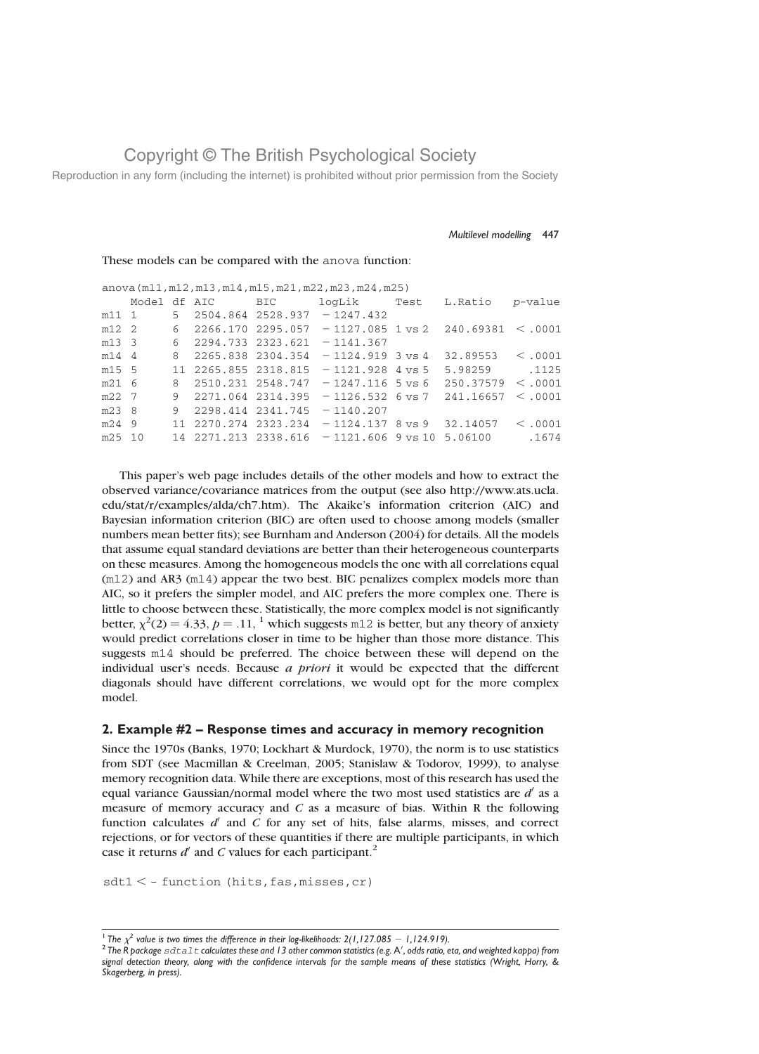These models can be compared with the anova function:

```
anova(m11,m12,m13,m14,m15,m21,m22,m23,m24,m25)
    Model df AIC      BIC      logLik     Test   L.Ratio   p-value
m11 1     5  2504.864 2528.937 - 1247.432
m12 2     6  2266.170 2295.057 - 1127.085 1 vs 2  240.69381 < .0001
m13 3     6  2294.733 2323.621 - 1141.367
m14 4     8  2265.838 2304.354 - 1124.919 3 vs 4  32.89553  < .0001
m15 5     11 2265.855 2318.815 - 1121.928 4 vs 5  5.98259     .1125
m21 6     8  2510.231 2548.747 - 1247.116 5 vs 6  250.37579 < .0001
m22 7     9  2271.064 2314.395 - 1126.532 6 vs 7  241.16657 < .0001
m23 8     9  2298.414 2341.745 - 1140.207
m24 9     11 2270.274 2323.234 - 1124.137 8 vs 9  32.14057  < .0001
m25 10    14 2271.213 2338.616 - 1121.606 9 vs 10 5.06100     .1674
```

This paper's web page includes details of the other models and how to extract the observed variance/covariance matrices from the output (see also http://www.ats.ucla.edu/stat/r/examples/alda/ch7.htm). The Akaike's information criterion (AIC) and Bayesian information criterion (BIC) are often used to choose among models (smaller numbers mean better fits); see Burnham and Anderson (2004) for details. All the models that assume equal standard deviations are better than their heterogeneous counterparts on these measures. Among the homogeneous models the one with all correlations equal (m12) and AR3 (m14) appear the two best. BIC penalizes complex models more than AIC, so it prefers the simpler model, and AIC prefers the more complex one. There is little to choose between these. Statistically, the more complex model is not significantly better, $\chi^2(2) = 4.33$, $p = .11$, [1] which suggests m12 is better, but any theory of anxiety would predict correlations closer in time to be higher than those more distance. This suggests m14 should be preferred. The choice between these will depend on the individual user's needs. Because *a priori* it would be expected that the different diagonals should have different correlations, we would opt for the more complex model.

## 2. Example #2 – Response times and accuracy in memory recognition

Since the 1970s (Banks, 1970; Lockhart & Murdock, 1970), the norm is to use statistics from SDT (see Macmillan & Creelman, 2005; Stanislaw & Todorov, 1999), to analyse memory recognition data. While there are exceptions, most of this research has used the equal variance Gaussian/normal model where the two most used statistics are $d'$ as a measure of memory accuracy and $C$ as a measure of bias. Within R the following function calculates $d'$ and $C$ for any set of hits, false alarms, misses, and correct rejections, or for vectors of these quantities if there are multiple participants, in which case it returns $d'$ and $C$ values for each participant.[2]

```
sdt1 <- function (hits,fas,misses,cr)
```

[1] *The $\chi^2$ value is two times the difference in their log-likelihoods: 2(1,127.085 − 1,124.919).*

[2] *The R package* sdtalt *calculates these and 13 other common statistics (e.g. A′, odds ratio, eta, and weighted kappa) from signal detection theory, along with the confidence intervals for the sample means of these statistics (Wright, Horry, & Skagerberg, in press).*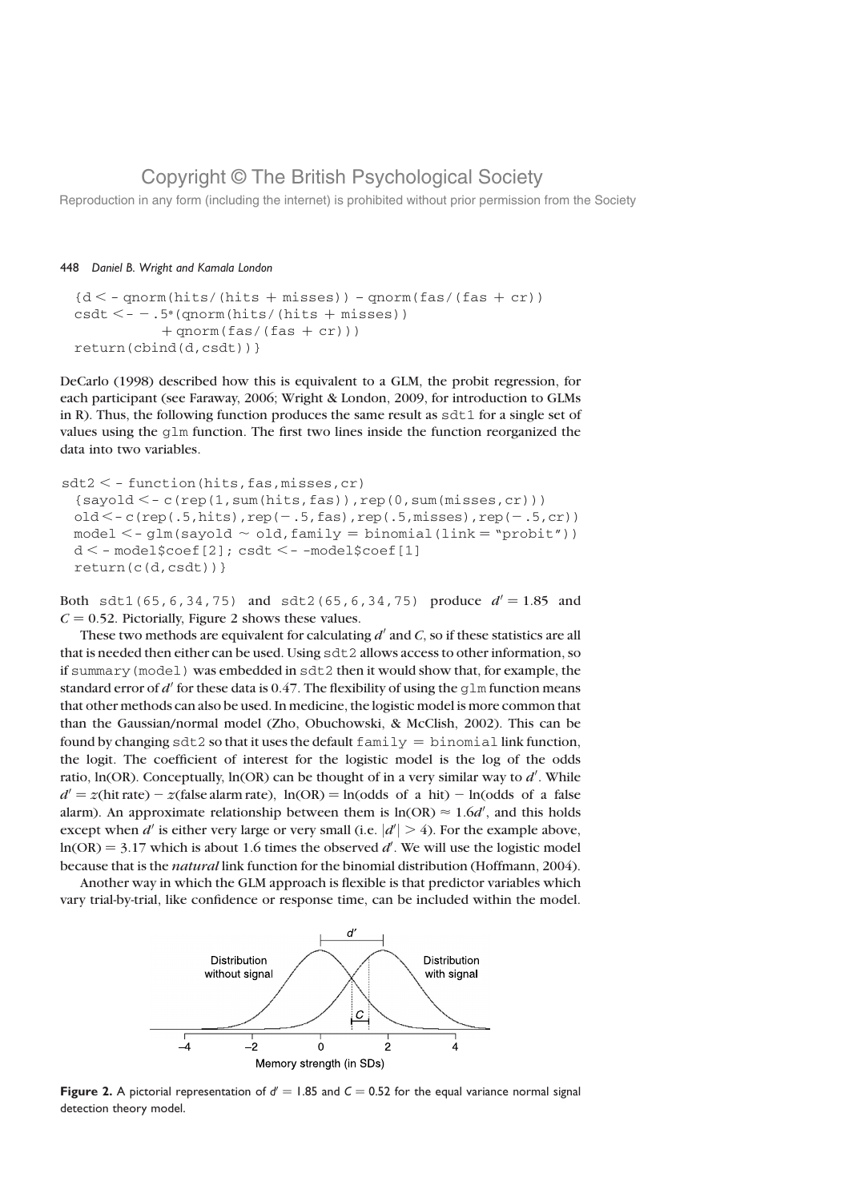```
  {d <- qnorm(hits/(hits + misses)) - qnorm(fas/(fas + cr))
  csdt <- -.5*(qnorm(hits/(hits + misses))
            + qnorm(fas/(fas + cr)))
  return(cbind(d,csdt))}
```

DeCarlo (1998) described how this is equivalent to a GLM, the probit regression, for each participant (see Faraway, 2006; Wright & London, 2009, for introduction to GLMs in R). Thus, the following function produces the same result as `sdt1` for a single set of values using the `glm` function. The first two lines inside the function reorganized the data into two variables.

```
sdt2 <- function(hits,fas,misses,cr)
  {sayold <- c(rep(1,sum(hits,fas)),rep(0,sum(misses,cr)))
  old <- c(rep(.5,hits),rep(-.5,fas),rep(.5,misses),rep(-.5,cr))
  model <- glm(sayold ~ old,family = binomial(link = "probit"))
  d <- model$coef[2]; csdt <- -model$coef[1]
  return(c(d,csdt))}
```

Both `sdt1(65,6,34,75)` and `sdt2(65,6,34,75)` produce $d' = 1.85$ and $C = 0.52$. Pictorially, Figure 2 shows these values.

These two methods are equivalent for calculating $d'$ and $C$, so if these statistics are all that is needed then either can be used. Using `sdt2` allows access to other information, so if `summary(model)` was embedded in `sdt2` then it would show that, for example, the standard error of $d'$ for these data is 0.47. The flexibility of using the `glm` function means that other methods can also be used. In medicine, the logistic model is more common that than the Gaussian/normal model (Zho, Obuchowski, & McClish, 2002). This can be found by changing `sdt2` so that it uses the default `family = binomial` link function, the logit. The coefficient of interest for the logistic model is the log of the odds ratio, ln(OR). Conceptually, ln(OR) can be thought of in a very similar way to $d'$. While $d' = z(\text{hit rate}) - z(\text{false alarm rate})$, $\ln(\text{OR}) = \ln(\text{odds of a hit}) - \ln(\text{odds of a false alarm})$. An approximate relationship between them is $\ln(\text{OR}) \approx 1.6d'$, and this holds except when $d'$ is either very large or very small (i.e. $|d'| > 4$). For the example above, $\ln(\text{OR}) = 3.17$ which is about 1.6 times the observed $d'$. We will use the logistic model because that is the *natural* link function for the binomial distribution (Hoffmann, 2004).

Another way in which the GLM approach is flexible is that predictor variables which vary trial-by-trial, like confidence or response time, can be included within the model.

**Figure 2.** A pictorial representation of $d' = 1.85$ and $C = 0.52$ for the equal variance normal signal detection theory model.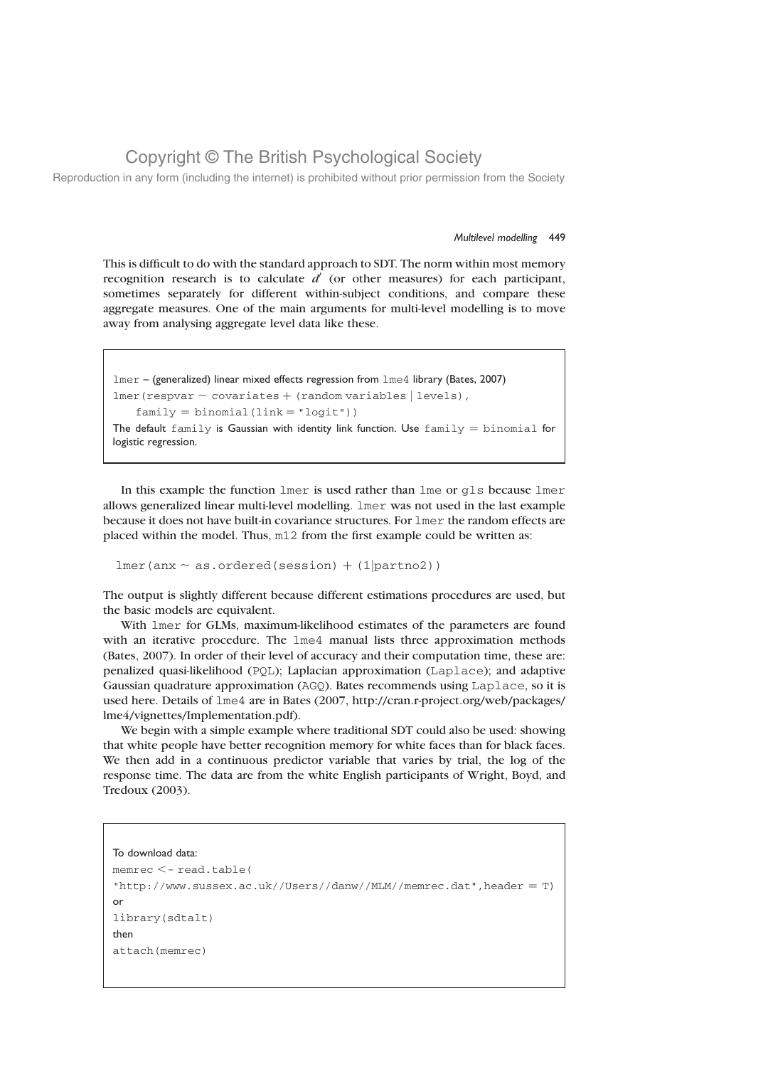This is difficult to do with the standard approach to SDT. The norm within most memory recognition research is to calculate $d'$ (or other measures) for each participant, sometimes separately for different within-subject conditions, and compare these aggregate measures. One of the main arguments for multi-level modelling is to move away from analysing aggregate level data like these.

> `lmer` – (generalized) linear mixed effects regression from `lme4` library (Bates, 2007)
>
> ```
> lmer(respvar ~ covariates + (random variables | levels),
>     family = binomial(link = "logit"))
> ```
>
> The default `family` is Gaussian with identity link function. Use `family = binomial` for logistic regression.

In this example the function `lmer` is used rather than `lme` or `gls` because `lmer` allows generalized linear multi-level modelling. `lmer` was not used in the last example because it does not have built-in covariance structures. For `lmer` the random effects are placed within the model. Thus, `m12` from the first example could be written as:

```
lmer(anx ~ as.ordered(session) + (1|partno2))
```

The output is slightly different because different estimations procedures are used, but the basic models are equivalent.

With `lmer` for GLMs, maximum-likelihood estimates of the parameters are found with an iterative procedure. The `lme4` manual lists three approximation methods (Bates, 2007). In order of their level of accuracy and their computation time, these are: penalized quasi-likelihood (`PQL`); Laplacian approximation (`Laplace`); and adaptive Gaussian quadrature approximation (`AGQ`). Bates recommends using `Laplace`, so it is used here. Details of `lme4` are in Bates (2007, http://cran.r-project.org/web/packages/lme4/vignettes/Implementation.pdf).

We begin with a simple example where traditional SDT could also be used: showing that white people have better recognition memory for white faces than for black faces. We then add in a continuous predictor variable that varies by trial, the log of the response time. The data are from the white English participants of Wright, Boyd, and Tredoux (2003).

> To download data:
>
> ```
> memrec <- read.table(
> "http://www.sussex.ac.uk//Users//danw//MLM//memrec.dat",header = T)
> ```
>
> or
>
> ```
> library(sdtalt)
> ```
>
> then
>
> ```
> attach(memrec)
> ```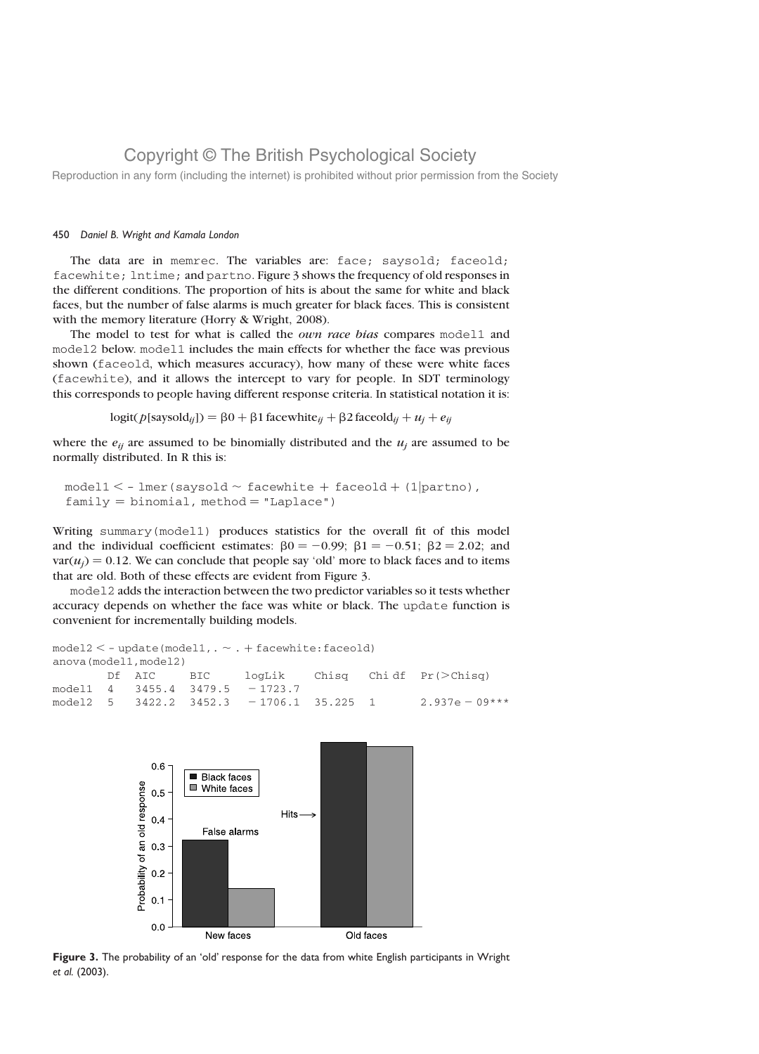The data are in memrec. The variables are: face; saysold; faceold; facewhite; lntime; and partno. Figure 3 shows the frequency of old responses in the different conditions. The proportion of hits is about the same for white and black faces, but the number of false alarms is much greater for black faces. This is consistent with the memory literature (Horry & Wright, 2008).

The model to test for what is called the *own race bias* compares model1 and model2 below. model1 includes the main effects for whether the face was previous shown (faceold, which measures accuracy), how many of these were white faces (facewhite), and it allows the intercept to vary for people. In SDT terminology this corresponds to people having different response criteria. In statistical notation it is:

$$\text{logit}(p[\text{saysold}_{ij}]) = \beta 0 + \beta 1\,\text{facewhite}_{ij} + \beta 2\,\text{faceold}_{ij} + u_j + e_{ij}$$

where the $e_{ij}$ are assumed to be binomially distributed and the $u_j$ are assumed to be normally distributed. In R this is:

```
model1 <- lmer(saysold ~ facewhite + faceold + (1|partno),
  family = binomial, method = "Laplace")
```

Writing summary(model1) produces statistics for the overall fit of this model and the individual coefficient estimates: $\beta 0 = -0.99$; $\beta 1 = -0.51$; $\beta 2 = 2.02$; and $\text{var}(u_j) = 0.12$. We can conclude that people say 'old' more to black faces and to items that are old. Both of these effects are evident from Figure 3.

model2 adds the interaction between the two predictor variables so it tests whether accuracy depends on whether the face was white or black. The update function is convenient for incrementally building models.

```
model2 <- update(model1,. ~ . + facewhite:faceold)
anova(model1,model2)
       Df  AIC     BIC     logLik    Chisq   Chi df  Pr(>Chisq)
model1  4  3455.4  3479.5  -1723.7
model2  5  3422.2  3452.3  -1706.1   35.225  1       2.937e-09***
```

**Figure 3.** The probability of an 'old' response for the data from white English participants in Wright *et al.* (2003).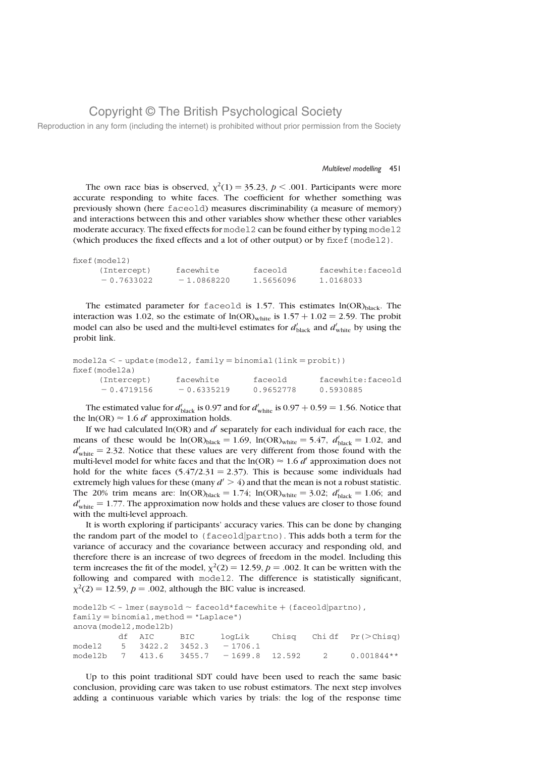The own race bias is observed, $\chi^2(1) = 35.23$, $p < .001$. Participants were more accurate responding to white faces. The coefficient for whether something was previously shown (here `faceold`) measures discriminability (a measure of memory) and interactions between this and other variables show whether these other variables moderate accuracy. The fixed effects for `model2` can be found either by typing `model2` (which produces the fixed effects and a lot of other output) or by `fixef(model2)`.

```
fixef(model2)
     (Intercept)      facewhite       faceold        facewhite:faceold
     − 0.7633022      − 1.0868220     1.5656096      1.0168033
```

The estimated parameter for `faceold` is 1.57. This estimates $\ln(\text{OR})_{\text{black}}$. The interaction was 1.02, so the estimate of $\ln(\text{OR})_{\text{white}}$ is $1.57 + 1.02 = 2.59$. The probit model can also be used and the multi-level estimates for $d'_{\text{black}}$ and $d'_{\text{white}}$ by using the probit link.

```
model2a < - update(model2, family = binomial(link = probit))
fixef(model2a)
     (Intercept)      facewhite       faceold        facewhite:faceold
     − 0.4719156      − 0.6335219     0.9652778      0.5930885
```

The estimated value for $d'_{\text{black}}$ is 0.97 and for $d'_{\text{white}}$ is $0.97 + 0.59 = 1.56$. Notice that the $\ln(\text{OR}) \approx 1.6\ d'$ approximation holds.

If we had calculated ln(OR) and $d'$ separately for each individual for each race, the means of these would be $\ln(\text{OR})_{\text{black}} = 1.69$, $\ln(\text{OR})_{\text{white}} = 5.47$, $d'_{\text{black}} = 1.02$, and $d'_{\text{white}} = 2.32$. Notice that these values are very different from those found with the multi-level model for white faces and that the $\ln(\text{OR}) \approx 1.6\ d'$ approximation does not hold for the white faces ($5.47/2.31 = 2.37$). This is because some individuals had extremely high values for these (many $d' > 4$) and that the mean is not a robust statistic. The 20% trim means are: $\ln(\text{OR})_{\text{black}} = 1.74$; $\ln(\text{OR})_{\text{white}} = 3.02$; $d'_{\text{black}} = 1.06$; and $d'_{\text{white}} = 1.77$. The approximation now holds and these values are closer to those found with the multi-level approach.

It is worth exploring if participants' accuracy varies. This can be done by changing the random part of the model to `(faceold|partno)`. This adds both a term for the variance of accuracy and the covariance between accuracy and responding old, and therefore there is an increase of two degrees of freedom in the model. Including this term increases the fit of the model, $\chi^2(2) = 12.59$, $p = .002$. It can be written with the following and compared with `model2`. The difference is statistically significant, $\chi^2(2) = 12.59$, $p = .002$, although the BIC value is increased.

```
model2b < - lmer(saysold ~ faceold*facewhite + (faceold|partno),
family = binomial,method = "Laplace")
anova(model2,model2b)
         df   AIC      BIC      logLik     Chisq    Chi df   Pr(>Chisq)
model2    5   3422.2   3452.3   − 1706.1
model2b   7   413.6    3455.7   − 1699.8   12.592     2      0.001844**
```

Up to this point traditional SDT could have been used to reach the same basic conclusion, providing care was taken to use robust estimators. The next step involves adding a continuous variable which varies by trials: the log of the response time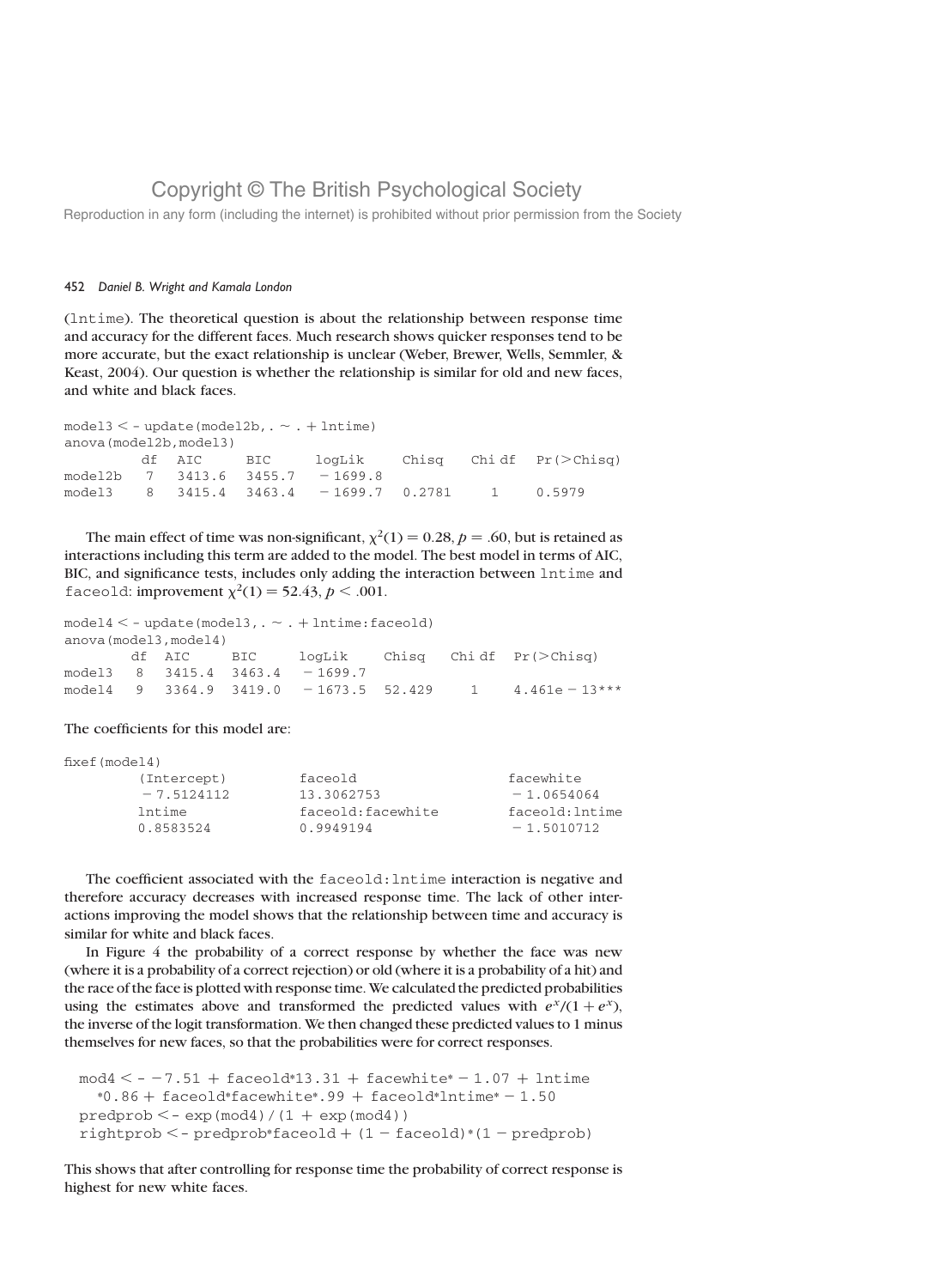(lntime). The theoretical question is about the relationship between response time and accuracy for the different faces. Much research shows quicker responses tend to be more accurate, but the exact relationship is unclear (Weber, Brewer, Wells, Semmler, & Keast, 2004). Our question is whether the relationship is similar for old and new faces, and white and black faces.

```
model3 <- update(model2b,. ~ . + lntime)
anova(model2b,model3)
         df  AIC     BIC     logLik    Chisq   Chi df  Pr(>Chisq)
model2b   7  3413.6  3455.7  -1699.8
model3    8  3415.4  3463.4  -1699.7   0.2781    1     0.5979
```

The main effect of time was non-significant, $\chi^2(1) = 0.28$, $p = .60$, but is retained as interactions including this term are added to the model. The best model in terms of AIC, BIC, and significance tests, includes only adding the interaction between lntime and faceold: improvement $\chi^2(1) = 52.43$, $p < .001$.

```
model4 <- update(model3,. ~ . + lntime:faceold)
anova(model3,model4)
        df  AIC     BIC     logLik    Chisq   Chi df  Pr(>Chisq)
model3   8  3415.4  3463.4  -1699.7
model4   9  3364.9  3419.0  -1673.5   52.429    1    4.461e-13***
```

The coefficients for this model are:

```
fixef(model4)
      (Intercept)        faceold              facewhite
      -7.5124112         13.3062753           -1.0654064
      lntime             faceold:facewhite    faceold:lntime
      0.8583524          0.9949194            -1.5010712
```

The coefficient associated with the faceold:lntime interaction is negative and therefore accuracy decreases with increased response time. The lack of other interactions improving the model shows that the relationship between time and accuracy is similar for white and black faces.

In Figure 4 the probability of a correct response by whether the face was new (where it is a probability of a correct rejection) or old (where it is a probability of a hit) and the race of the face is plotted with response time. We calculated the predicted probabilities using the estimates above and transformed the predicted values with $e^x/(1+e^x)$, the inverse of the logit transformation. We then changed these predicted values to 1 minus themselves for new faces, so that the probabilities were for correct responses.

```
mod4 <- -7.51 + faceold*13.31 + facewhite* - 1.07 + lntime
  *0.86 + faceold*facewhite*.99 + faceold*lntime* - 1.50
predprob <- exp(mod4)/(1 + exp(mod4))
rightprob <- predprob*faceold + (1 - faceold)*(1 - predprob)
```

This shows that after controlling for response time the probability of correct response is highest for new white faces.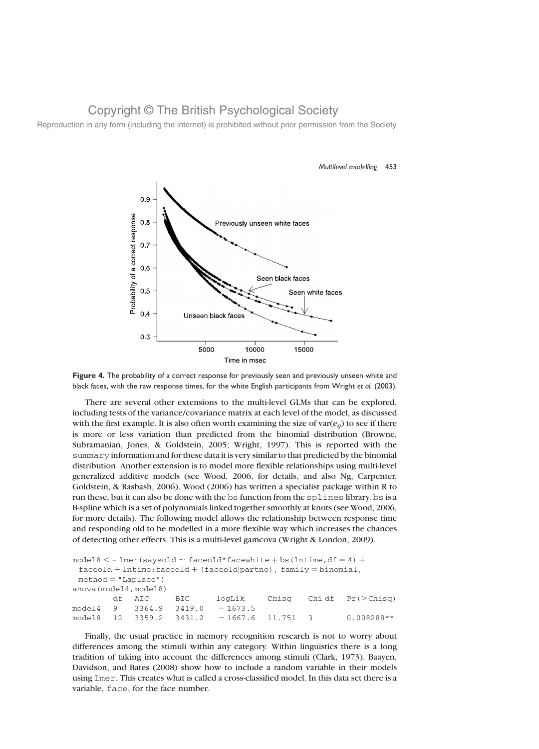**Figure 4.** The probability of a correct response for previously seen and previously unseen white and black faces, with the raw response times, for the white English participants from Wright *et al.* (2003).

There are several other extensions to the multi-level GLMs that can be explored, including tests of the variance/covariance matrix at each level of the model, as discussed with the first example. It is also often worth examining the size of var($e_{ij}$) to see if there is more or less variation than predicted from the binomial distribution (Browne, Subramanian, Jones, & Goldstein, 2005; Wright, 1997). This is reported with the `summary` information and for these data it is very similar to that predicted by the binomial distribution. Another extension is to model more flexible relationships using multi-level generalized additive models (see Wood, 2006, for details, and also Ng, Carpenter, Goldstein, & Rasbash, 2006). Wood (2006) has written a specialist package within R to run these, but it can also be done with the `bs` function from the `splines` library. `bs` is a B-spline which is a set of polynomials linked together smoothly at knots (see Wood, 2006, for more details). The following model allows the relationship between response time and responding old to be modelled in a more flexible way which increases the chances of detecting other effects. This is a multi-level gamcova (Wright & London, 2009).

```
model8 <- lmer(saysold ~ faceold*facewhite + bs(lntime,df = 4) +
  faceold + lntime:faceold + (faceold|partno), family = binomial,
  method = "Laplace")
anova(model4,model8)
        df   AIC      BIC      logLik     Chisq    Chi df   Pr(>Chisq)
model4   9   3364.9   3419.0   - 1673.5
model8  12   3359.2   3431.2   - 1667.6   11.751   3        0.008288**
```

Finally, the usual practice in memory recognition research is not to worry about differences among the stimuli within any category. Within linguistics there is a long tradition of taking into account the differences among stimuli (Clark, 1973). Baayen, Davidson, and Bates (2008) show how to include a random variable in their models using `lmer`. This creates what is called a cross-classified model. In this data set there is a variable, `face`, for the face number.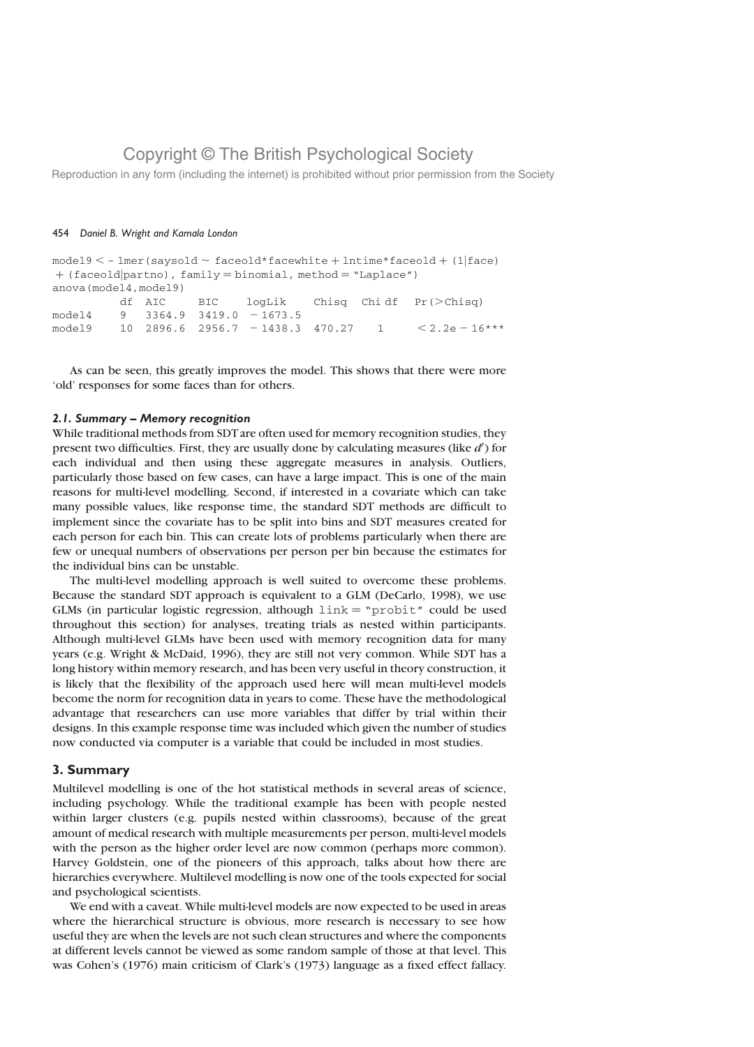```
model9 <- lmer(saysold ~ faceold*facewhite + lntime*faceold + (1|face)
+ (faceold|partno), family = binomial, method = "Laplace")
anova(model4,model9)
        df  AIC     BIC     logLik    Chisq  Chi df  Pr(>Chisq)
model4   9  3364.9  3419.0  - 1673.5
model9  10  2896.6  2956.7  - 1438.3  470.27    1    < 2.2e - 16***
```

As can be seen, this greatly improves the model. This shows that there were more 'old' responses for some faces than for others.

### *2.1. Summary – Memory recognition*

While traditional methods from SDT are often used for memory recognition studies, they present two difficulties. First, they are usually done by calculating measures (like $d'$) for each individual and then using these aggregate measures in analysis. Outliers, particularly those based on few cases, can have a large impact. This is one of the main reasons for multi-level modelling. Second, if interested in a covariate which can take many possible values, like response time, the standard SDT methods are difficult to implement since the covariate has to be split into bins and SDT measures created for each person for each bin. This can create lots of problems particularly when there are few or unequal numbers of observations per person per bin because the estimates for the individual bins can be unstable.

The multi-level modelling approach is well suited to overcome these problems. Because the standard SDT approach is equivalent to a GLM (DeCarlo, 1998), we use GLMs (in particular logistic regression, although `link = "probit"` could be used throughout this section) for analyses, treating trials as nested within participants. Although multi-level GLMs have been used with memory recognition data for many years (e.g. Wright & McDaid, 1996), they are still not very common. While SDT has a long history within memory research, and has been very useful in theory construction, it is likely that the flexibility of the approach used here will mean multi-level models become the norm for recognition data in years to come. These have the methodological advantage that researchers can use more variables that differ by trial within their designs. In this example response time was included which given the number of studies now conducted via computer is a variable that could be included in most studies.

## 3. Summary

Multilevel modelling is one of the hot statistical methods in several areas of science, including psychology. While the traditional example has been with people nested within larger clusters (e.g. pupils nested within classrooms), because of the great amount of medical research with multiple measurements per person, multi-level models with the person as the higher order level are now common (perhaps more common). Harvey Goldstein, one of the pioneers of this approach, talks about how there are hierarchies everywhere. Multilevel modelling is now one of the tools expected for social and psychological scientists.

We end with a caveat. While multi-level models are now expected to be used in areas where the hierarchical structure is obvious, more research is necessary to see how useful they are when the levels are not such clean structures and where the components at different levels cannot be viewed as some random sample of those at that level. This was Cohen's (1976) main criticism of Clark's (1973) language as a fixed effect fallacy.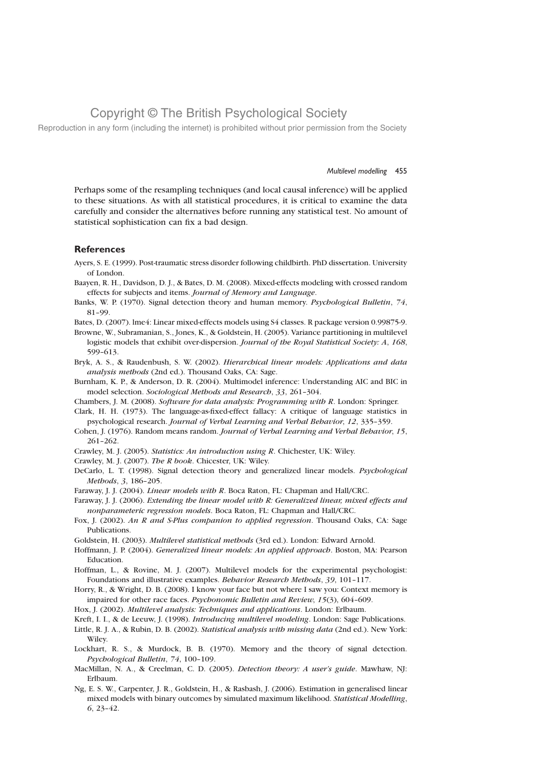Perhaps some of the resampling techniques (and local causal inference) will be applied to these situations. As with all statistical procedures, it is critical to examine the data carefully and consider the alternatives before running any statistical test. No amount of statistical sophistication can fix a bad design.

## References

Ayers, S. E. (1999). Post-traumatic stress disorder following childbirth. PhD dissertation. University of London.

Baayen, R. H., Davidson, D. J., & Bates, D. M. (2008). Mixed-effects modeling with crossed random effects for subjects and items. *Journal of Memory and Language*.

Banks, W. P. (1970). Signal detection theory and human memory. *Psychological Bulletin*, *74*, 81–99.

Bates, D. (2007). lme4: Linear mixed-effects models using S4 classes. R package version 0.99875-9.

Browne, W., Subramanian, S., Jones, K., & Goldstein, H. (2005). Variance partitioning in multilevel logistic models that exhibit over-dispersion. *Journal of the Royal Statistical Society: A*, *168*, 599–613.

Bryk, A. S., & Raudenbush, S. W. (2002). *Hierarchical linear models: Applications and data analysis methods* (2nd ed.). Thousand Oaks, CA: Sage.

Burnham, K. P., & Anderson, D. R. (2004). Multimodel inference: Understanding AIC and BIC in model selection. *Sociological Methods and Research*, *33*, 261–304.

Chambers, J. M. (2008). *Software for data analysis: Programming with R*. London: Springer.

Clark, H. H. (1973). The language-as-fixed-effect fallacy: A critique of language statistics in psychological research. *Journal of Verbal Learning and Verbal Behavior*, *12*, 335–359.

Cohen, J. (1976). Random means random. *Journal of Verbal Learning and Verbal Behavior*, *15*, 261–262.

Crawley, M. J. (2005). *Statistics: An introduction using R*. Chichester, UK: Wiley.

Crawley, M. J. (2007). *The R book*. Chicester, UK: Wiley.

DeCarlo, L. T. (1998). Signal detection theory and generalized linear models. *Psychological Methods*, *3*, 186–205.

Faraway, J. J. (2004). *Linear models with R*. Boca Raton, FL: Chapman and Hall/CRC.

Faraway, J. J. (2006). *Extending the linear model with R: Generalized linear, mixed effects and nonparameteric regression models*. Boca Raton, FL: Chapman and Hall/CRC.

Fox, J. (2002). *An R and S-Plus companion to applied regression*. Thousand Oaks, CA: Sage Publications.

Goldstein, H. (2003). *Multilevel statistical methods* (3rd ed.). London: Edward Arnold.

Hoffmann, J. P. (2004). *Generalized linear models: An applied approach*. Boston, MA: Pearson Education.

Hoffman, L., & Rovine, M. J. (2007). Multilevel models for the experimental psychologist: Foundations and illustrative examples. *Behavior Research Methods*, *39*, 101–117.

Horry, R., & Wright, D. B. (2008). I know your face but not where I saw you: Context memory is impaired for other race faces. *Psychonomic Bulletin and Review*, *15*(3), 604–609.

Hox, J. (2002). *Multilevel analysis: Techniques and applications*. London: Erlbaum.

Kreft, I. I., & de Leeuw, J. (1998). *Introducing multilevel modeling*. London: Sage Publications.

Little, R. J. A., & Rubin, D. B. (2002). *Statistical analysis with missing data* (2nd ed.). New York: Wiley.

Lockhart, R. S., & Murdock, B. B. (1970). Memory and the theory of signal detection. *Psychological Bulletin*, *74*, 100–109.

MacMillan, N. A., & Creelman, C. D. (2005). *Detection theory: A user's guide*. Mawhaw, NJ: Erlbaum.

Ng, E. S. W., Carpenter, J. R., Goldstein, H., & Rasbash, J. (2006). Estimation in generalised linear mixed models with binary outcomes by simulated maximum likelihood. *Statistical Modelling*, *6*, 23–42.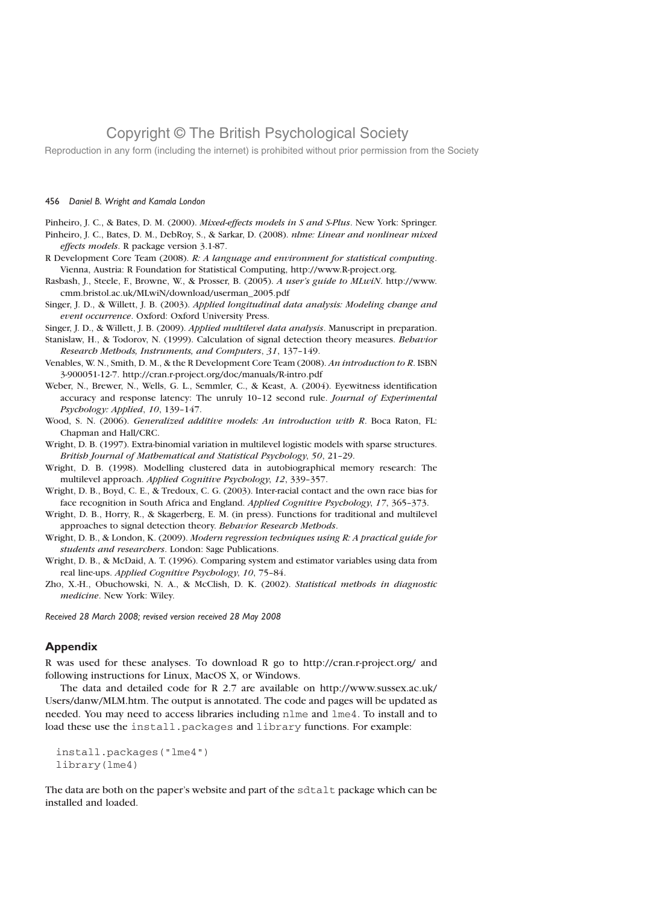Pinheiro, J. C., & Bates, D. M. (2000). *Mixed-effects models in S and S-Plus*. New York: Springer.

Pinheiro, J. C., Bates, D. M., DebRoy, S., & Sarkar, D. (2008). *nlme: Linear and nonlinear mixed effects models*. R package version 3.1-87.

R Development Core Team (2008). *R: A language and environment for statistical computing*. Vienna, Austria: R Foundation for Statistical Computing, http://www.R-project.org.

Rasbash, J., Steele, F., Browne, W., & Prosser, B. (2005). *A user's guide to MLwiN*. http://www.cmm.bristol.ac.uk/MLwiN/download/userman_2005.pdf

Singer, J. D., & Willett, J. B. (2003). *Applied longitudinal data analysis: Modeling change and event occurrence*. Oxford: Oxford University Press.

Singer, J. D., & Willett, J. B. (2009). *Applied multilevel data analysis*. Manuscript in preparation.

Stanislaw, H., & Todorov, N. (1999). Calculation of signal detection theory measures. *Behavior Research Methods, Instruments, and Computers*, *31*, 137–149.

Venables, W. N., Smith, D. M., & the R Development Core Team (2008). *An introduction to R*. ISBN 3-900051-12-7. http://cran.r-project.org/doc/manuals/R-intro.pdf

Weber, N., Brewer, N., Wells, G. L., Semmler, C., & Keast, A. (2004). Eyewitness identification accuracy and response latency: The unruly 10–12 second rule. *Journal of Experimental Psychology: Applied*, *10*, 139–147.

Wood, S. N. (2006). *Generalized additive models: An introduction with R*. Boca Raton, FL: Chapman and Hall/CRC.

Wright, D. B. (1997). Extra-binomial variation in multilevel logistic models with sparse structures. *British Journal of Mathematical and Statistical Psychology*, *50*, 21–29.

Wright, D. B. (1998). Modelling clustered data in autobiographical memory research: The multilevel approach. *Applied Cognitive Psychology*, *12*, 339–357.

Wright, D. B., Boyd, C. E., & Tredoux, C. G. (2003). Inter-racial contact and the own race bias for face recognition in South Africa and England. *Applied Cognitive Psychology*, *17*, 365–373.

Wright, D. B., Horry, R., & Skagerberg, E. M. (in press). Functions for traditional and multilevel approaches to signal detection theory. *Behavior Research Methods*.

Wright, D. B., & London, K. (2009). *Modern regression techniques using R: A practical guide for students and researchers*. London: Sage Publications.

Wright, D. B., & McDaid, A. T. (1996). Comparing system and estimator variables using data from real line-ups. *Applied Cognitive Psychology*, *10*, 75–84.

Zho, X.-H., Obuchowski, N. A., & McClish, D. K. (2002). *Statistical methods in diagnostic medicine*. New York: Wiley.

*Received 28 March 2008; revised version received 28 May 2008*

## Appendix

R was used for these analyses. To download R go to http://cran.r-project.org/ and following instructions for Linux, MacOS X, or Windows.

The data and detailed code for R 2.7 are available on http://www.sussex.ac.uk/Users/danw/MLM.htm. The output is annotated. The code and pages will be updated as needed. You may need to access libraries including `nlme` and `lme4`. To install and to load these use the `install.packages` and `library` functions. For example:

```
install.packages("lme4")
library(lme4)
```

The data are both on the paper's website and part of the `sdtalt` package which can be installed and loaded.